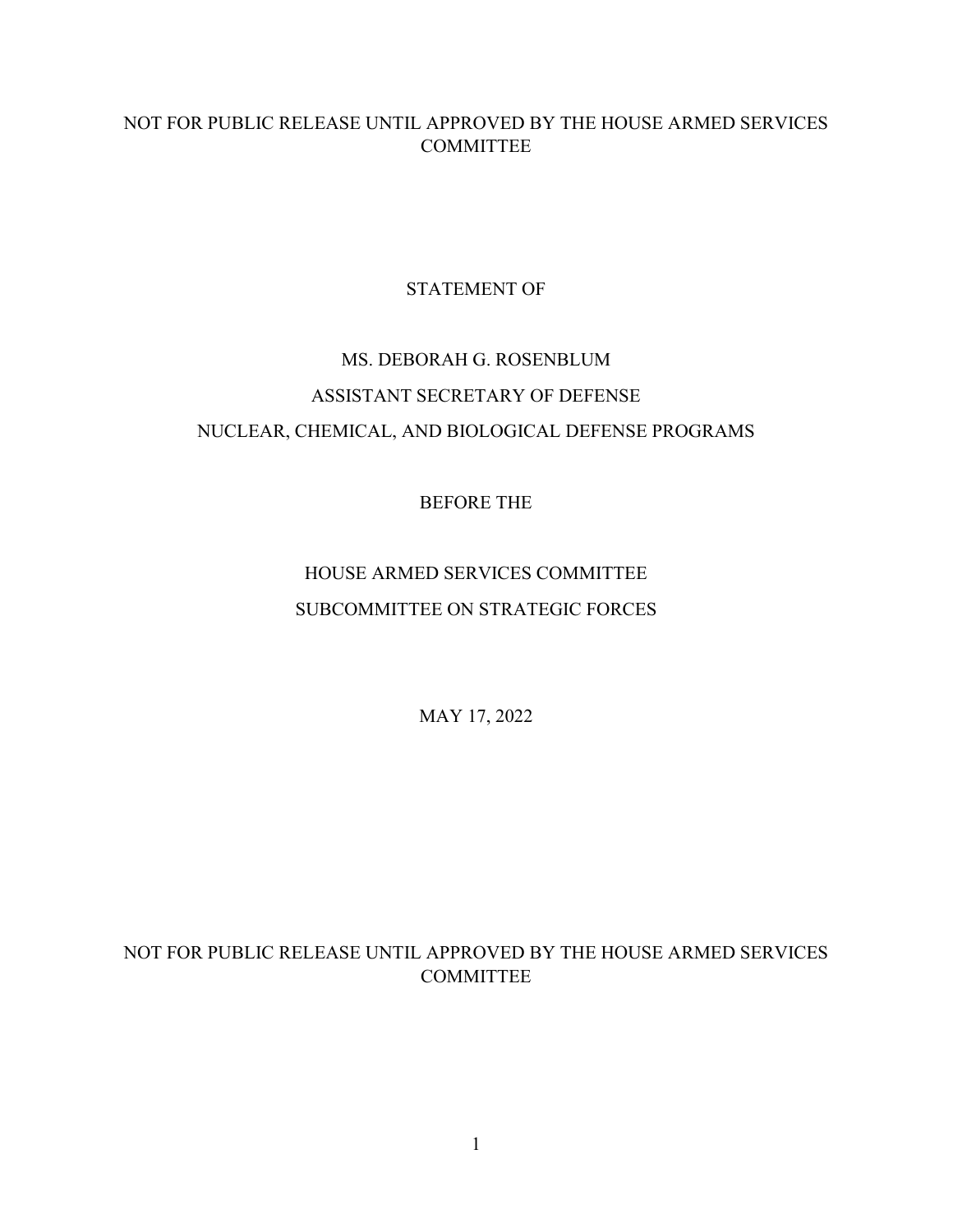NOT FOR PUBLIC RELEASE UNTIL APPROVED BY THE HOUSE ARMED SERVICES COMMITTEE

STATEMENT OF

MS. DEBORAH G. ROSENBLUM

ASSISTANT SECRETARY OF DEFENSE

NUCLEAR, CHEMICAL, AND BIOLOGICAL DEFENSE PROGRAMS

BEFORE THE

HOUSE ARMED SERVICES COMMITTEE

SUBCOMMITTEE ON STRATEGIC FORCES

MAY 17, 2022

NOT FOR PUBLIC RELEASE UNTIL APPROVED BY THE HOUSE ARMED SERVICES COMMITTEE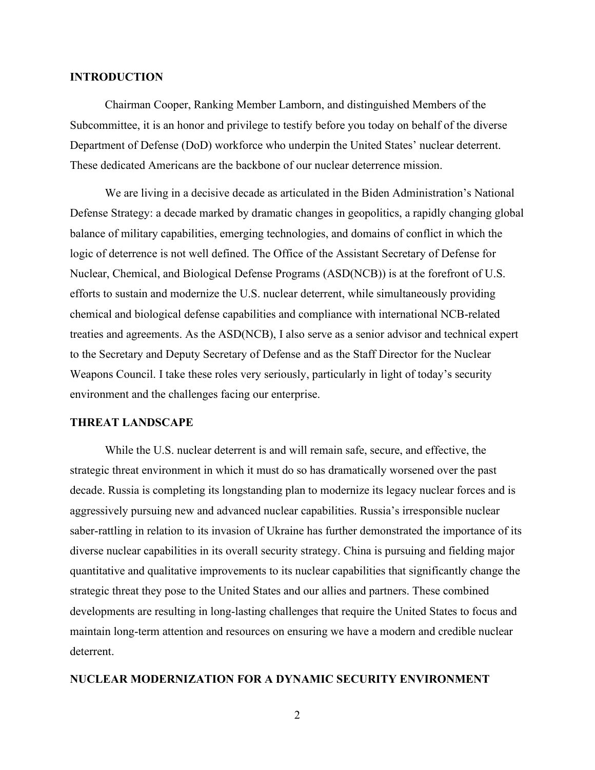## INTRODUCTION

Chairman Cooper, Ranking Member Lamborn, and distinguished Members of the Subcommittee, it is an honor and privilege to testify before you today on behalf of the diverse Department of Defense (DoD) workforce who underpin the United States' nuclear deterrent. These dedicated Americans are the backbone of our nuclear deterrence mission.

We are living in a decisive decade as articulated in the Biden Administration's National Defense Strategy: a decade marked by dramatic changes in geopolitics, a rapidly changing global balance of military capabilities, emerging technologies, and domains of conflict in which the logic of deterrence is not well defined. The Office of the Assistant Secretary of Defense for Nuclear, Chemical, and Biological Defense Programs (ASD(NCB)) is at the forefront of U.S. efforts to sustain and modernize the U.S. nuclear deterrent, while simultaneously providing chemical and biological defense capabilities and compliance with international NCB-related treaties and agreements. As the ASD(NCB), I also serve as a senior advisor and technical expert to the Secretary and Deputy Secretary of Defense and as the Staff Director for the Nuclear Weapons Council. I take these roles very seriously, particularly in light of today's security environment and the challenges facing our enterprise.

## THREAT LANDSCAPE

While the U.S. nuclear deterrent is and will remain safe, secure, and effective, the strategic threat environment in which it must do so has dramatically worsened over the past decade. Russia is completing its longstanding plan to modernize its legacy nuclear forces and is aggressively pursuing new and advanced nuclear capabilities. Russia's irresponsible nuclear saber-rattling in relation to its invasion of Ukraine has further demonstrated the importance of its diverse nuclear capabilities in its overall security strategy. China is pursuing and fielding major quantitative and qualitative improvements to its nuclear capabilities that significantly change the strategic threat they pose to the United States and our allies and partners. These combined developments are resulting in long-lasting challenges that require the United States to focus and maintain long-term attention and resources on ensuring we have a modern and credible nuclear deterrent.

## NUCLEAR MODERNIZATION FOR A DYNAMIC SECURITY ENVIRONMENT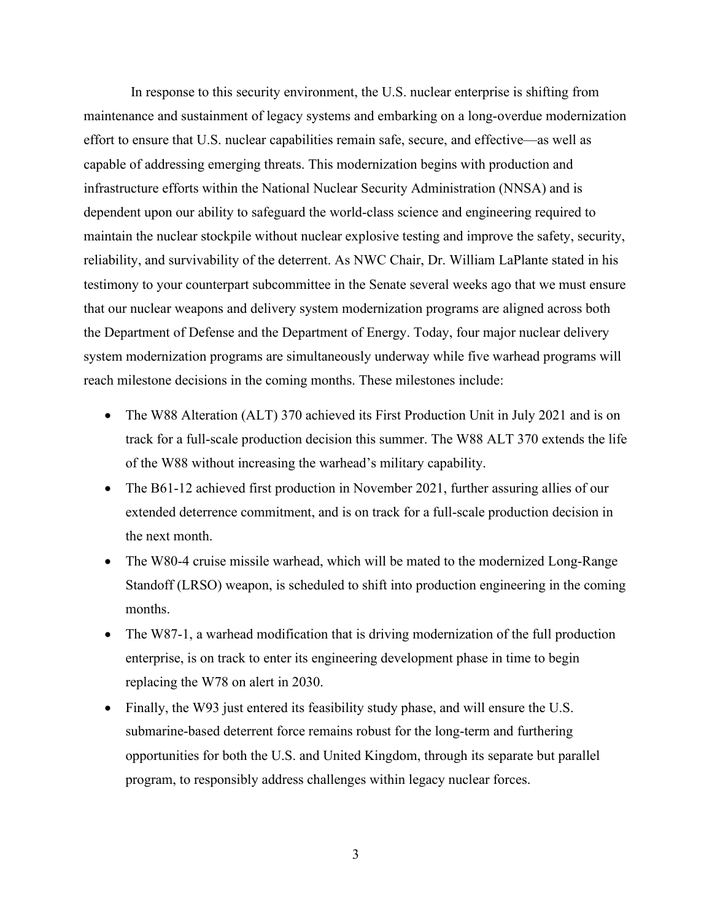In response to this security environment, the U.S. nuclear enterprise is shifting from maintenance and sustainment of legacy systems and embarking on a long-overdue modernization effort to ensure that U.S. nuclear capabilities remain safe, secure, and effective—as well as capable of addressing emerging threats. This modernization begins with production and infrastructure efforts within the National Nuclear Security Administration (NNSA) and is dependent upon our ability to safeguard the world-class science and engineering required to maintain the nuclear stockpile without nuclear explosive testing and improve the safety, security, reliability, and survivability of the deterrent. As NWC Chair, Dr. William LaPlante stated in his testimony to your counterpart subcommittee in the Senate several weeks ago that we must ensure that our nuclear weapons and delivery system modernization programs are aligned across both the Department of Defense and the Department of Energy. Today, four major nuclear delivery system modernization programs are simultaneously underway while five warhead programs will reach milestone decisions in the coming months. These milestones include:

- The W88 Alteration (ALT) 370 achieved its First Production Unit in July 2021 and is on track for a full-scale production decision this summer. The W88 ALT 370 extends the life of the W88 without increasing the warhead's military capability.
- The B61-12 achieved first production in November 2021, further assuring allies of our extended deterrence commitment, and is on track for a full-scale production decision in the next month.
- The W80-4 cruise missile warhead, which will be mated to the modernized Long-Range Standoff (LRSO) weapon, is scheduled to shift into production engineering in the coming months.
- The W87-1, a warhead modification that is driving modernization of the full production enterprise, is on track to enter its engineering development phase in time to begin replacing the W78 on alert in 2030.
- Finally, the W93 just entered its feasibility study phase, and will ensure the U.S. submarine-based deterrent force remains robust for the long-term and furthering opportunities for both the U.S. and United Kingdom, through its separate but parallel program, to responsibly address challenges within legacy nuclear forces.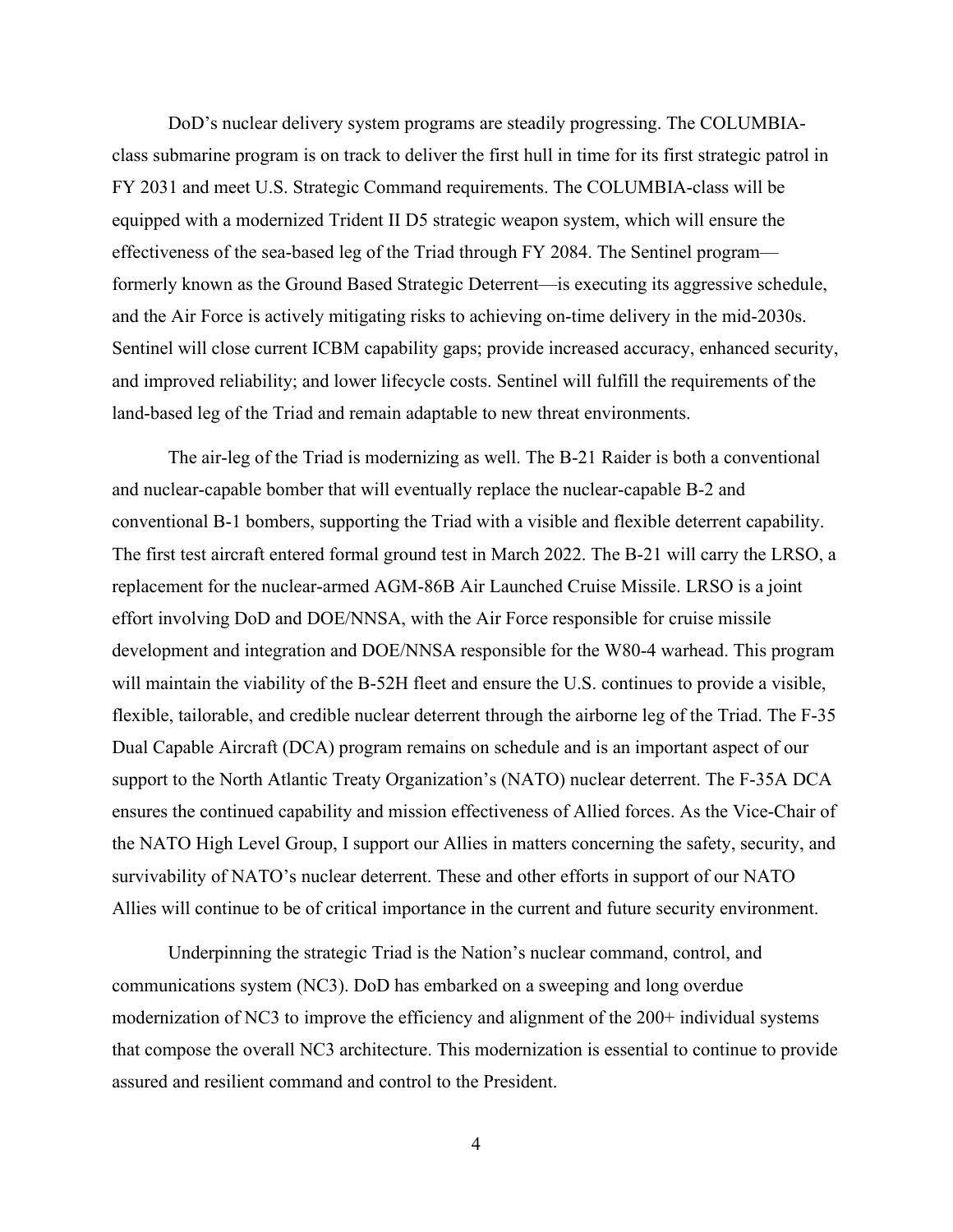DoD's nuclear delivery system programs are steadily progressing. The COLUMBIA-class submarine program is on track to deliver the first hull in time for its first strategic patrol in FY 2031 and meet U.S. Strategic Command requirements. The COLUMBIA-class will be equipped with a modernized Trident II D5 strategic weapon system, which will ensure the effectiveness of the sea-based leg of the Triad through FY 2084. The Sentinel program—formerly known as the Ground Based Strategic Deterrent—is executing its aggressive schedule, and the Air Force is actively mitigating risks to achieving on-time delivery in the mid-2030s. Sentinel will close current ICBM capability gaps; provide increased accuracy, enhanced security, and improved reliability; and lower lifecycle costs. Sentinel will fulfill the requirements of the land-based leg of the Triad and remain adaptable to new threat environments.

The air-leg of the Triad is modernizing as well. The B-21 Raider is both a conventional and nuclear-capable bomber that will eventually replace the nuclear-capable B-2 and conventional B-1 bombers, supporting the Triad with a visible and flexible deterrent capability. The first test aircraft entered formal ground test in March 2022. The B-21 will carry the LRSO, a replacement for the nuclear-armed AGM-86B Air Launched Cruise Missile. LRSO is a joint effort involving DoD and DOE/NNSA, with the Air Force responsible for cruise missile development and integration and DOE/NNSA responsible for the W80-4 warhead. This program will maintain the viability of the B-52H fleet and ensure the U.S. continues to provide a visible, flexible, tailorable, and credible nuclear deterrent through the airborne leg of the Triad. The F-35 Dual Capable Aircraft (DCA) program remains on schedule and is an important aspect of our support to the North Atlantic Treaty Organization's (NATO) nuclear deterrent. The F-35A DCA ensures the continued capability and mission effectiveness of Allied forces. As the Vice-Chair of the NATO High Level Group, I support our Allies in matters concerning the safety, security, and survivability of NATO's nuclear deterrent. These and other efforts in support of our NATO Allies will continue to be of critical importance in the current and future security environment.

Underpinning the strategic Triad is the Nation's nuclear command, control, and communications system (NC3). DoD has embarked on a sweeping and long overdue modernization of NC3 to improve the efficiency and alignment of the 200+ individual systems that compose the overall NC3 architecture. This modernization is essential to continue to provide assured and resilient command and control to the President.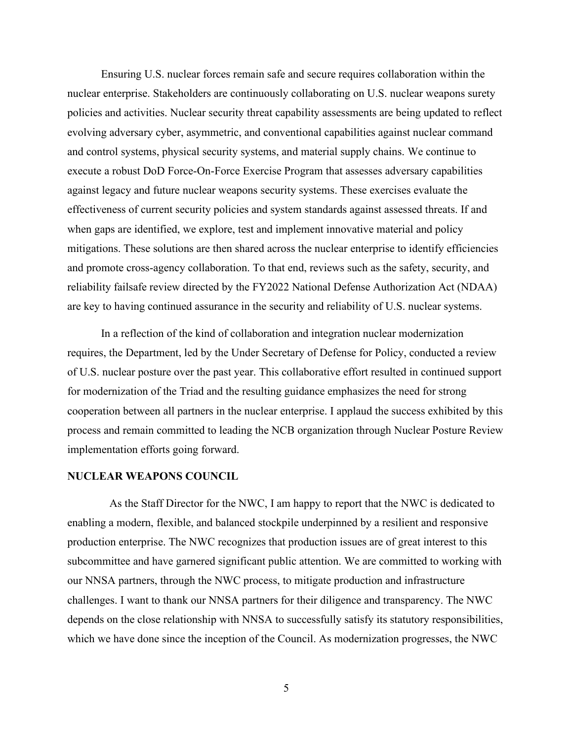Ensuring U.S. nuclear forces remain safe and secure requires collaboration within the nuclear enterprise. Stakeholders are continuously collaborating on U.S. nuclear weapons surety policies and activities. Nuclear security threat capability assessments are being updated to reflect evolving adversary cyber, asymmetric, and conventional capabilities against nuclear command and control systems, physical security systems, and material supply chains. We continue to execute a robust DoD Force-On-Force Exercise Program that assesses adversary capabilities against legacy and future nuclear weapons security systems. These exercises evaluate the effectiveness of current security policies and system standards against assessed threats. If and when gaps are identified, we explore, test and implement innovative material and policy mitigations. These solutions are then shared across the nuclear enterprise to identify efficiencies and promote cross-agency collaboration. To that end, reviews such as the safety, security, and reliability failsafe review directed by the FY2022 National Defense Authorization Act (NDAA) are key to having continued assurance in the security and reliability of U.S. nuclear systems.

In a reflection of the kind of collaboration and integration nuclear modernization requires, the Department, led by the Under Secretary of Defense for Policy, conducted a review of U.S. nuclear posture over the past year. This collaborative effort resulted in continued support for modernization of the Triad and the resulting guidance emphasizes the need for strong cooperation between all partners in the nuclear enterprise. I applaud the success exhibited by this process and remain committed to leading the NCB organization through Nuclear Posture Review implementation efforts going forward.

**NUCLEAR WEAPONS COUNCIL**

As the Staff Director for the NWC, I am happy to report that the NWC is dedicated to enabling a modern, flexible, and balanced stockpile underpinned by a resilient and responsive production enterprise. The NWC recognizes that production issues are of great interest to this subcommittee and have garnered significant public attention. We are committed to working with our NNSA partners, through the NWC process, to mitigate production and infrastructure challenges. I want to thank our NNSA partners for their diligence and transparency. The NWC depends on the close relationship with NNSA to successfully satisfy its statutory responsibilities, which we have done since the inception of the Council. As modernization progresses, the NWC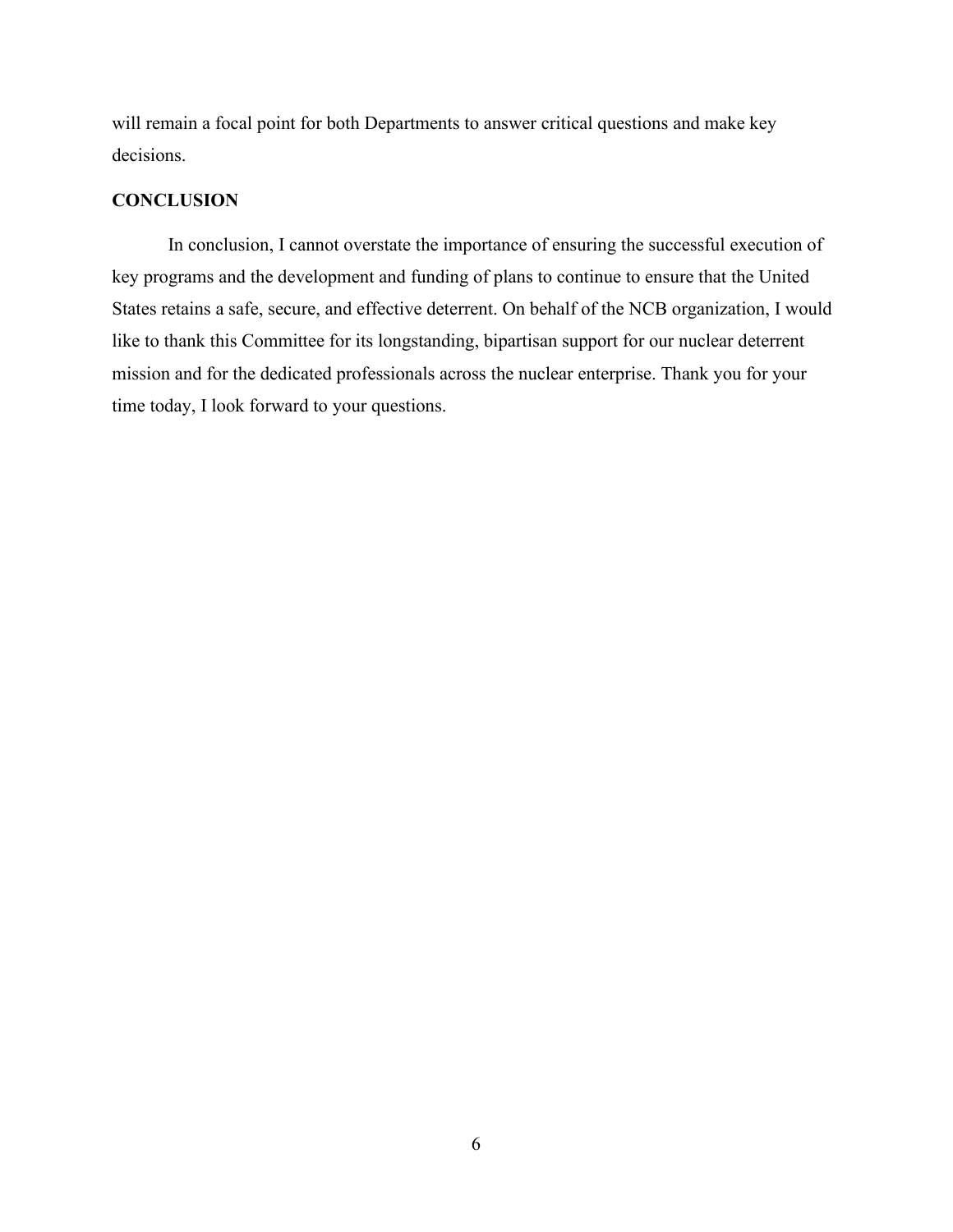will remain a focal point for both Departments to answer critical questions and make key decisions.

## CONCLUSION

In conclusion, I cannot overstate the importance of ensuring the successful execution of key programs and the development and funding of plans to continue to ensure that the United States retains a safe, secure, and effective deterrent. On behalf of the NCB organization, I would like to thank this Committee for its longstanding, bipartisan support for our nuclear deterrent mission and for the dedicated professionals across the nuclear enterprise. Thank you for your time today, I look forward to your questions.